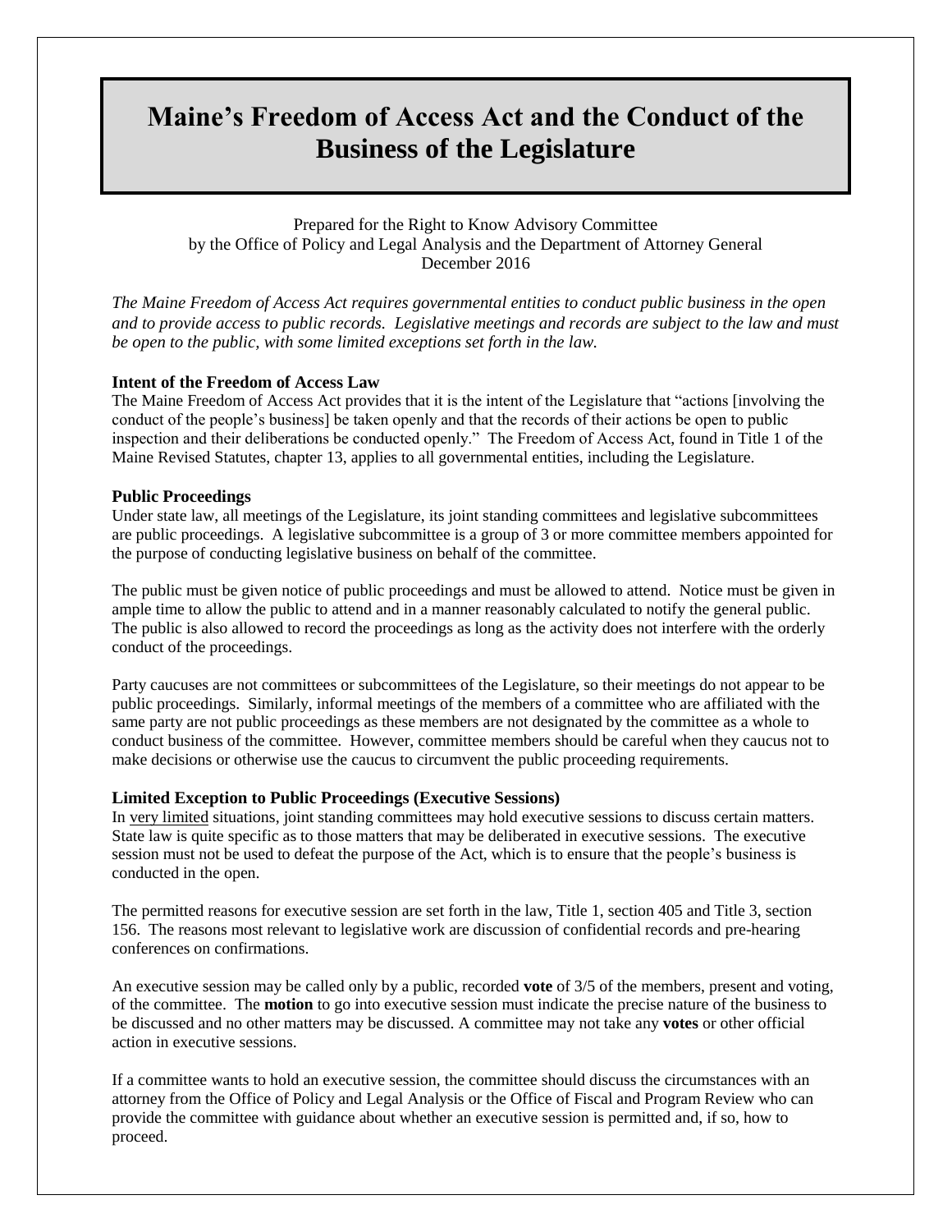# Maine's Freedom of Access Act and the Conduct of the Business of the Legislature

Prepared for the Right to Know Advisory Committee
by the Office of Policy and Legal Analysis and the Department of Attorney General
December 2016

*The Maine Freedom of Access Act requires governmental entities to conduct public business in the open and to provide access to public records. Legislative meetings and records are subject to the law and must be open to the public, with some limited exceptions set forth in the law.*

### Intent of the Freedom of Access Law

The Maine Freedom of Access Act provides that it is the intent of the Legislature that "actions [involving the conduct of the people's business] be taken openly and that the records of their actions be open to public inspection and their deliberations be conducted openly." The Freedom of Access Act, found in Title 1 of the Maine Revised Statutes, chapter 13, applies to all governmental entities, including the Legislature.

### Public Proceedings

Under state law, all meetings of the Legislature, its joint standing committees and legislative subcommittees are public proceedings. A legislative subcommittee is a group of 3 or more committee members appointed for the purpose of conducting legislative business on behalf of the committee.

The public must be given notice of public proceedings and must be allowed to attend. Notice must be given in ample time to allow the public to attend and in a manner reasonably calculated to notify the general public. The public is also allowed to record the proceedings as long as the activity does not interfere with the orderly conduct of the proceedings.

Party caucuses are not committees or subcommittees of the Legislature, so their meetings do not appear to be public proceedings. Similarly, informal meetings of the members of a committee who are affiliated with the same party are not public proceedings as these members are not designated by the committee as a whole to conduct business of the committee. However, committee members should be careful when they caucus not to make decisions or otherwise use the caucus to circumvent the public proceeding requirements.

### Limited Exception to Public Proceedings (Executive Sessions)

In <u>very limited</u> situations, joint standing committees may hold executive sessions to discuss certain matters. State law is quite specific as to those matters that may be deliberated in executive sessions. The executive session must not be used to defeat the purpose of the Act, which is to ensure that the people's business is conducted in the open.

The permitted reasons for executive session are set forth in the law, Title 1, section 405 and Title 3, section 156. The reasons most relevant to legislative work are discussion of confidential records and pre-hearing conferences on confirmations.

An executive session may be called only by a public, recorded **vote** of 3/5 of the members, present and voting, of the committee. The **motion** to go into executive session must indicate the precise nature of the business to be discussed and no other matters may be discussed. A committee may not take any **votes** or other official action in executive sessions.

If a committee wants to hold an executive session, the committee should discuss the circumstances with an attorney from the Office of Policy and Legal Analysis or the Office of Fiscal and Program Review who can provide the committee with guidance about whether an executive session is permitted and, if so, how to proceed.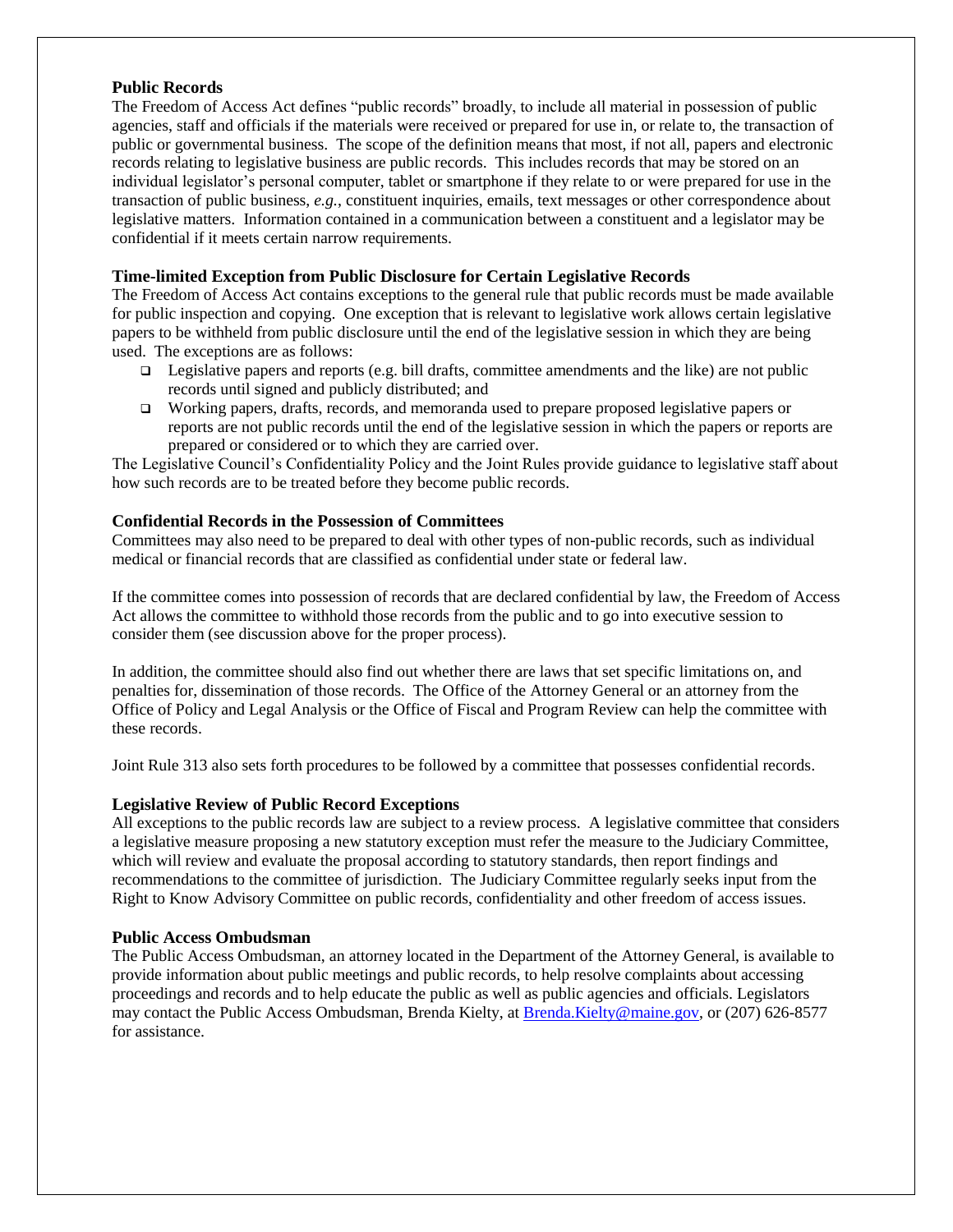### Public Records

The Freedom of Access Act defines "public records" broadly, to include all material in possession of public agencies, staff and officials if the materials were received or prepared for use in, or relate to, the transaction of public or governmental business. The scope of the definition means that most, if not all, papers and electronic records relating to legislative business are public records. This includes records that may be stored on an individual legislator's personal computer, tablet or smartphone if they relate to or were prepared for use in the transaction of public business, *e.g.*, constituent inquiries, emails, text messages or other correspondence about legislative matters. Information contained in a communication between a constituent and a legislator may be confidential if it meets certain narrow requirements.

### Time-limited Exception from Public Disclosure for Certain Legislative Records

The Freedom of Access Act contains exceptions to the general rule that public records must be made available for public inspection and copying. One exception that is relevant to legislative work allows certain legislative papers to be withheld from public disclosure until the end of the legislative session in which they are being used. The exceptions are as follows:

- Legislative papers and reports (e.g. bill drafts, committee amendments and the like) are not public records until signed and publicly distributed; and
- Working papers, drafts, records, and memoranda used to prepare proposed legislative papers or reports are not public records until the end of the legislative session in which the papers or reports are prepared or considered or to which they are carried over.

The Legislative Council's Confidentiality Policy and the Joint Rules provide guidance to legislative staff about how such records are to be treated before they become public records.

### Confidential Records in the Possession of Committees

Committees may also need to be prepared to deal with other types of non-public records, such as individual medical or financial records that are classified as confidential under state or federal law.

If the committee comes into possession of records that are declared confidential by law, the Freedom of Access Act allows the committee to withhold those records from the public and to go into executive session to consider them (see discussion above for the proper process).

In addition, the committee should also find out whether there are laws that set specific limitations on, and penalties for, dissemination of those records. The Office of the Attorney General or an attorney from the Office of Policy and Legal Analysis or the Office of Fiscal and Program Review can help the committee with these records.

Joint Rule 313 also sets forth procedures to be followed by a committee that possesses confidential records.

### Legislative Review of Public Record Exceptions

All exceptions to the public records law are subject to a review process. A legislative committee that considers a legislative measure proposing a new statutory exception must refer the measure to the Judiciary Committee, which will review and evaluate the proposal according to statutory standards, then report findings and recommendations to the committee of jurisdiction. The Judiciary Committee regularly seeks input from the Right to Know Advisory Committee on public records, confidentiality and other freedom of access issues.

### Public Access Ombudsman

The Public Access Ombudsman, an attorney located in the Department of the Attorney General, is available to provide information about public meetings and public records, to help resolve complaints about accessing proceedings and records and to help educate the public as well as public agencies and officials. Legislators may contact the Public Access Ombudsman, Brenda Kielty, at Brenda.Kielty@maine.gov, or (207) 626-8577 for assistance.